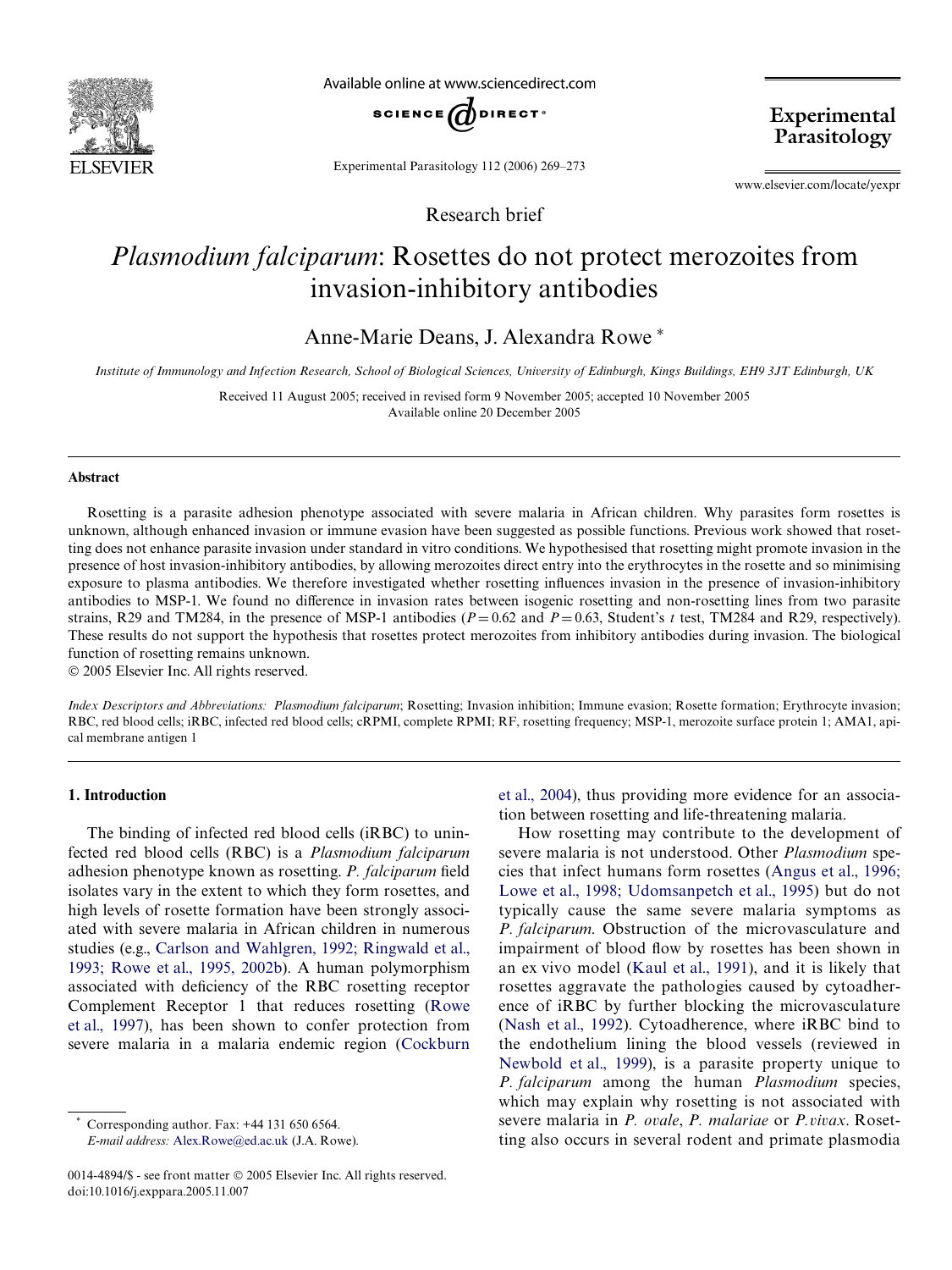Research brief

# *Plasmodium falciparum*: Rosettes do not protect merozoites from invasion-inhibitory antibodies

Anne-Marie Deans, J. Alexandra Rowe *

*Institute of Immunology and Infection Research, School of Biological Sciences, University of Edinburgh, Kings Buildings, EH9 3JT Edinburgh, UK*

Received 11 August 2005; received in revised form 9 November 2005; accepted 10 November 2005
Available online 20 December 2005

## Abstract

Rosetting is a parasite adhesion phenotype associated with severe malaria in African children. Why parasites form rosettes is unknown, although enhanced invasion or immune evasion have been suggested as possible functions. Previous work showed that rosetting does not enhance parasite invasion under standard in vitro conditions. We hypothesised that rosetting might promote invasion in the presence of host invasion-inhibitory antibodies, by allowing merozoites direct entry into the erythrocytes in the rosette and so minimising exposure to plasma antibodies. We therefore investigated whether rosetting influences invasion in the presence of invasion-inhibitory antibodies to MSP-1. We found no difference in invasion rates between isogenic rosetting and non-rosetting lines from two parasite strains, R29 and TM284, in the presence of MSP-1 antibodies ($P = 0.62$ and $P = 0.63$, Student's $t$ test, TM284 and R29, respectively). These results do not support the hypothesis that rosettes protect merozoites from inhibitory antibodies during invasion. The biological function of rosetting remains unknown.

© 2005 Elsevier Inc. All rights reserved.

*Index Descriptors and Abbreviations: Plasmodium falciparum*; Rosetting; Invasion inhibition; Immune evasion; Rosette formation; Erythrocyte invasion; RBC, red blood cells; iRBC, infected red blood cells; cRPMI, complete RPMI; RF, rosetting frequency; MSP-1, merozoite surface protein 1; AMA1, apical membrane antigen 1

## 1. Introduction

The binding of infected red blood cells (iRBC) to uninfected red blood cells (RBC) is a *Plasmodium falciparum* adhesion phenotype known as rosetting. *P. falciparum* field isolates vary in the extent to which they form rosettes, and high levels of rosette formation have been strongly associated with severe malaria in African children in numerous studies (e.g., Carlson and Wahlgren, 1992; Ringwald et al., 1993; Rowe et al., 1995, 2002b). A human polymorphism associated with deficiency of the RBC rosetting receptor Complement Receptor 1 that reduces rosetting (Rowe et al., 1997), has been shown to confer protection from severe malaria in a malaria endemic region (Cockburn et al., 2004), thus providing more evidence for an association between rosetting and life-threatening malaria.

How rosetting may contribute to the development of severe malaria is not understood. Other *Plasmodium* species that infect humans form rosettes (Angus et al., 1996; Lowe et al., 1998; Udomsanpetch et al., 1995) but do not typically cause the same severe malaria symptoms as *P. falciparum*. Obstruction of the microvasculature and impairment of blood flow by rosettes has been shown in an ex vivo model (Kaul et al., 1991), and it is likely that rosettes aggravate the pathologies caused by cytoadherence of iRBC by further blocking the microvasculature (Nash et al., 1992). Cytoadherence, where iRBC bind to the endothelium lining the blood vessels (reviewed in Newbold et al., 1999), is a parasite property unique to *P. falciparum* among the human *Plasmodium* species, which may explain why rosetting is not associated with severe malaria in *P. ovale*, *P. malariae* or *P. vivax*. Rosetting also occurs in several rodent and primate plasmodia

* Corresponding author. Fax: +44 131 650 6564.
*E-mail address:* Alex.Rowe@ed.ac.uk (J.A. Rowe).

0014-4894/$ - see front matter © 2005 Elsevier Inc. All rights reserved.
doi:10.1016/j.exppara.2005.11.007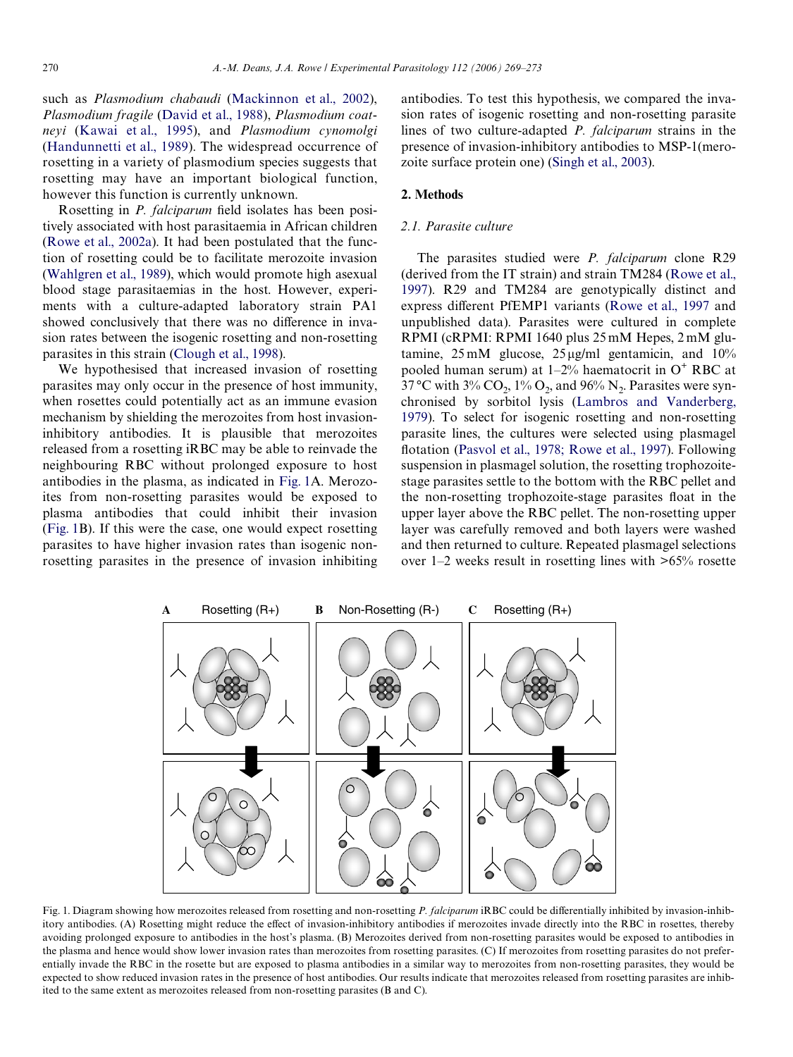such as *Plasmodium chabaudi* (Mackinnon et al., 2002), *Plasmodium fragile* (David et al., 1988), *Plasmodium coatneyi* (Kawai et al., 1995), and *Plasmodium cynomolgi* (Handunnetti et al., 1989). The widespread occurrence of rosetting in a variety of plasmodium species suggests that rosetting may have an important biological function, however this function is currently unknown.

Rosetting in *P. falciparum* field isolates has been positively associated with host parasitaemia in African children (Rowe et al., 2002a). It had been postulated that the function of rosetting could be to facilitate merozoite invasion (Wahlgren et al., 1989), which would promote high asexual blood stage parasitaemias in the host. However, experiments with a culture-adapted laboratory strain PA1 showed conclusively that there was no difference in invasion rates between the isogenic rosetting and non-rosetting parasites in this strain (Clough et al., 1998).

We hypothesised that increased invasion of rosetting parasites may only occur in the presence of host immunity, when rosettes could potentially act as an immune evasion mechanism by shielding the merozoites from host invasion-inhibitory antibodies. It is plausible that merozoites released from a rosetting iRBC may be able to reinvade the neighbouring RBC without prolonged exposure to host antibodies in the plasma, as indicated in Fig. 1A. Merozoites from non-rosetting parasites would be exposed to plasma antibodies that could inhibit their invasion (Fig. 1B). If this were the case, one would expect rosetting parasites to have higher invasion rates than isogenic non-rosetting parasites in the presence of invasion inhibiting antibodies. To test this hypothesis, we compared the invasion rates of isogenic rosetting and non-rosetting parasite lines of two culture-adapted *P. falciparum* strains in the presence of invasion-inhibitory antibodies to MSP-1(merozoite surface protein one) (Singh et al., 2003).

## 2. Methods

### 2.1. Parasite culture

The parasites studied were *P. falciparum* clone R29 (derived from the IT strain) and strain TM284 (Rowe et al., 1997). R29 and TM284 are genotypically distinct and express different PfEMP1 variants (Rowe et al., 1997 and unpublished data). Parasites were cultured in complete RPMI (cRPMI: RPMI 1640 plus 25 mM Hepes, 2 mM glutamine, 25 mM glucose, 25 μg/ml gentamicin, and 10% pooled human serum) at 1–2% haematocrit in $O^+$ RBC at 37 °C with 3% $CO_2$, 1% $O_2$, and 96% $N_2$. Parasites were synchronised by sorbitol lysis (Lambros and Vanderberg, 1979). To select for isogenic rosetting and non-rosetting parasite lines, the cultures were selected using plasmagel flotation (Pasvol et al., 1978; Rowe et al., 1997). Following suspension in plasmagel solution, the rosetting trophozoite-stage parasites settle to the bottom with the RBC pellet and the non-rosetting trophozoite-stage parasites float in the upper layer above the RBC pellet. The non-rosetting upper layer was carefully removed and both layers were washed and then returned to culture. Repeated plasmagel selections over 1–2 weeks result in rosetting lines with >65% rosette

Fig. 1. Diagram showing how merozoites released from rosetting and non-rosetting *P. falciparum* iRBC could be differentially inhibited by invasion-inhibitory antibodies. (A) Rosetting might reduce the effect of invasion-inhibitory antibodies if merozoites invade directly into the RBC in rosettes, thereby avoiding prolonged exposure to antibodies in the host's plasma. (B) Merozoites derived from non-rosetting parasites would be exposed to antibodies in the plasma and hence would show lower invasion rates than merozoites from rosetting parasites. (C) If merozoites from rosetting parasites do not preferentially invade the RBC in the rosette but are exposed to plasma antibodies in a similar way to merozoites from non-rosetting parasites, they would be expected to show reduced invasion rates in the presence of host antibodies. Our results indicate that merozoites released from rosetting parasites are inhibited to the same extent as merozoites released from non-rosetting parasites (B and C).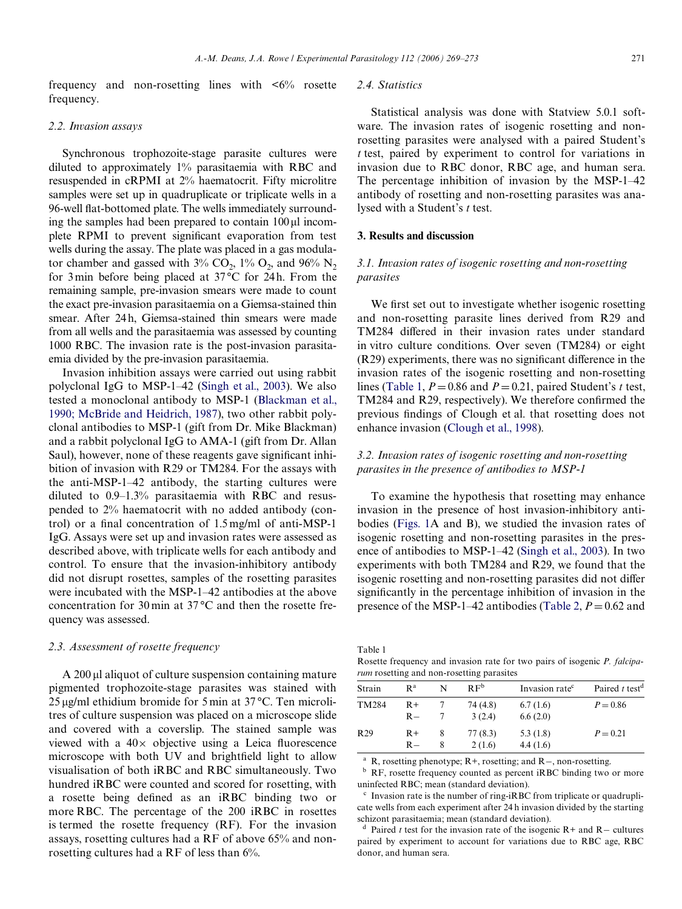frequency and non-rosetting lines with <6% rosette frequency.

### 2.2. Invasion assays

Synchronous trophozoite-stage parasite cultures were diluted to approximately 1% parasitaemia with RBC and resuspended in cRPMI at 2% haematocrit. Fifty microlitre samples were set up in quadruplicate or triplicate wells in a 96-well flat-bottomed plate. The wells immediately surrounding the samples had been prepared to contain 100 μl incomplete RPMI to prevent significant evaporation from test wells during the assay. The plate was placed in a gas modulator chamber and gassed with 3% $CO_2$, 1% $O_2$, and 96% $N_2$ for 3 min before being placed at 37 °C for 24 h. From the remaining sample, pre-invasion smears were made to count the exact pre-invasion parasitaemia on a Giemsa-stained thin smear. After 24 h, Giemsa-stained thin smears were made from all wells and the parasitaemia was assessed by counting 1000 RBC. The invasion rate is the post-invasion parasitaemia divided by the pre-invasion parasitaemia.

Invasion inhibition assays were carried out using rabbit polyclonal IgG to MSP-1–42 (Singh et al., 2003). We also tested a monoclonal antibody to MSP-1 (Blackman et al., 1990; McBride and Heidrich, 1987), two other rabbit polyclonal antibodies to MSP-1 (gift from Dr. Mike Blackman) and a rabbit polyclonal IgG to AMA-1 (gift from Dr. Allan Saul), however, none of these reagents gave significant inhibition of invasion with R29 or TM284. For the assays with the anti-MSP-1–42 antibody, the starting cultures were diluted to 0.9–1.3% parasitaemia with RBC and resuspended to 2% haematocrit with no added antibody (control) or a final concentration of 1.5 mg/ml of anti-MSP-1 IgG. Assays were set up and invasion rates were assessed as described above, with triplicate wells for each antibody and control. To ensure that the invasion-inhibitory antibody did not disrupt rosettes, samples of the rosetting parasites were incubated with the MSP-1–42 antibodies at the above concentration for 30 min at 37 °C and then the rosette frequency was assessed.

### 2.3. Assessment of rosette frequency

A 200 μl aliquot of culture suspension containing mature pigmented trophozoite-stage parasites was stained with 25 μg/ml ethidium bromide for 5 min at 37 °C. Ten microlitres of culture suspension was placed on a microscope slide and covered with a coverslip. The stained sample was viewed with a 40× objective using a Leica fluorescence microscope with both UV and brightfield light to allow visualisation of both iRBC and RBC simultaneously. Two hundred iRBC were counted and scored for rosetting, with a rosette being defined as an iRBC binding two or more RBC. The percentage of the 200 iRBC in rosettes is termed the rosette frequency (RF). For the invasion assays, rosetting cultures had a RF of above 65% and non-rosetting cultures had a RF of less than 6%.

### 2.4. Statistics

Statistical analysis was done with Statview 5.0.1 software. The invasion rates of isogenic rosetting and non-rosetting parasites were analysed with a paired Student's *t* test, paired by experiment to control for variations in invasion due to RBC donor, RBC age, and human sera. The percentage inhibition of invasion by the MSP-1–42 antibody of rosetting and non-rosetting parasites was analysed with a Student's *t* test.

## 3. Results and discussion

### 3.1. Invasion rates of isogenic rosetting and non-rosetting parasites

We first set out to investigate whether isogenic rosetting and non-rosetting parasite lines derived from R29 and TM284 differed in their invasion rates under standard in vitro culture conditions. Over seven (TM284) or eight (R29) experiments, there was no significant difference in the invasion rates of the isogenic rosetting and non-rosetting lines (Table 1, $P = 0.86$ and $P = 0.21$, paired Student's *t* test, TM284 and R29, respectively). We therefore confirmed the previous findings of Clough et al. that rosetting does not enhance invasion (Clough et al., 1998).

### 3.2. Invasion rates of isogenic rosetting and non-rosetting parasites in the presence of antibodies to MSP-1

To examine the hypothesis that rosetting may enhance invasion in the presence of host invasion-inhibitory antibodies (Figs. 1A and B), we studied the invasion rates of isogenic rosetting and non-rosetting parasites in the presence of antibodies to MSP-1–42 (Singh et al., 2003). In two experiments with both TM284 and R29, we found that the isogenic rosetting and non-rosetting parasites did not differ significantly in the percentage inhibition of invasion in the presence of the MSP-1–42 antibodies (Table 2, $P = 0.62$ and

Table 1
Rosette frequency and invasion rate for two pairs of isogenic *P. falciparum* rosetting and non-rosetting parasites

| Strain | R[a] | N | RF[b] | Invasion rate[c] | Paired *t* test[d] |
|---|---|---|---|---|---|
| TM284 | R+ | 7 | 74 (4.8) | 6.7 (1.6) | $P = 0.86$ |
| | R− | 7 | 3 (2.4) | 6.6 (2.0) | |
| R29 | R+ | 8 | 77 (8.3) | 5.3 (1.8) | $P = 0.21$ |
| | R− | 8 | 2 (1.6) | 4.4 (1.6) | |

[a] R, rosetting phenotype; R+, rosetting; and R−, non-rosetting.
[b] RF, rosette frequency counted as percent iRBC binding two or more uninfected RBC; mean (standard deviation).
[c] Invasion rate is the number of ring-iRBC from triplicate or quadruplicate wells from each experiment after 24 h invasion divided by the starting schizont parasitaemia; mean (standard deviation).
[d] Paired *t* test for the invasion rate of the isogenic R+ and R− cultures paired by experiment to account for variations due to RBC age, RBC donor, and human sera.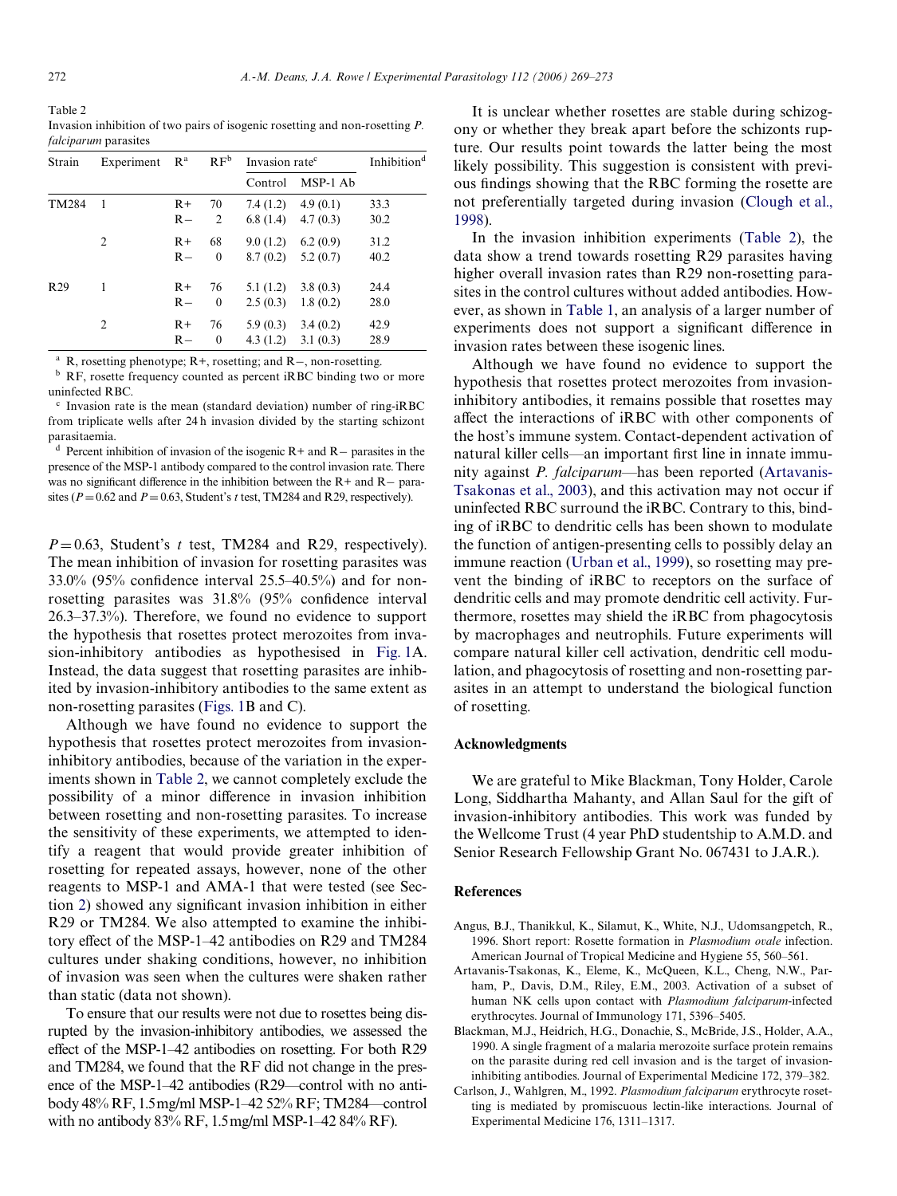Table 2
Invasion inhibition of two pairs of isogenic rosetting and non-rosetting *P. falciparum* parasites

| Strain | Experiment | R[a] | RF[b] | Invasion rate[c] | | Inhibition[d] |
|---|---|---|---|---|---|---|
| | | | | Control | MSP-1 Ab | |
| TM284 | 1 | R+ | 70 | 7.4 (1.2) | 4.9 (0.1) | 33.3 |
| | | R− | 2 | 6.8 (1.4) | 4.7 (0.3) | 30.2 |
| | 2 | R+ | 68 | 9.0 (1.2) | 6.2 (0.9) | 31.2 |
| | | R− | 0 | 8.7 (0.2) | 5.2 (0.7) | 40.2 |
| R29 | 1 | R+ | 76 | 5.1 (1.2) | 3.8 (0.3) | 24.4 |
| | | R− | 0 | 2.5 (0.3) | 1.8 (0.2) | 28.0 |
| | 2 | R+ | 76 | 5.9 (0.3) | 3.4 (0.2) | 42.9 |
| | | R− | 0 | 4.3 (1.2) | 3.1 (0.3) | 28.9 |

[a] R, rosetting phenotype; R+, rosetting; and R−, non-rosetting.

[b] RF, rosette frequency counted as percent iRBC binding two or more uninfected RBC.

[c] Invasion rate is the mean (standard deviation) number of ring-iRBC from triplicate wells after 24 h invasion divided by the starting schizont parasitaemia.

[d] Percent inhibition of invasion of the isogenic R+ and R− parasites in the presence of the MSP-1 antibody compared to the control invasion rate. There was no significant difference in the inhibition between the R+ and R− parasites ($P = 0.62$ and $P = 0.63$, Student's $t$ test, TM284 and R29, respectively).

$P = 0.63$, Student's $t$ test, TM284 and R29, respectively). The mean inhibition of invasion for rosetting parasites was 33.0% (95% confidence interval 25.5–40.5%) and for non-rosetting parasites was 31.8% (95% confidence interval 26.3–37.3%). Therefore, we found no evidence to support the hypothesis that rosettes protect merozoites from invasion-inhibitory antibodies as hypothesised in Fig. 1A. Instead, the data suggest that rosetting parasites are inhibited by invasion-inhibitory antibodies to the same extent as non-rosetting parasites (Figs. 1B and C).

Although we have found no evidence to support the hypothesis that rosettes protect merozoites from invasion-inhibitory antibodies, because of the variation in the experiments shown in Table 2, we cannot completely exclude the possibility of a minor difference in invasion inhibition between rosetting and non-rosetting parasites. To increase the sensitivity of these experiments, we attempted to identify a reagent that would provide greater inhibition of rosetting for repeated assays, however, none of the other reagents to MSP-1 and AMA-1 that were tested (see Section 2) showed any significant invasion inhibition in either R29 or TM284. We also attempted to examine the inhibitory effect of the MSP-1–42 antibodies on R29 and TM284 cultures under shaking conditions, however, no inhibition of invasion was seen when the cultures were shaken rather than static (data not shown).

To ensure that our results were not due to rosettes being disrupted by the invasion-inhibitory antibodies, we assessed the effect of the MSP-1–42 antibodies on rosetting. For both R29 and TM284, we found that the RF did not change in the presence of the MSP-1–42 antibodies (R29—control with no antibody 48% RF, 1.5 mg/ml MSP-1–42 52% RF; TM284—control with no antibody 83% RF, 1.5 mg/ml MSP-1–42 84% RF).

It is unclear whether rosettes are stable during schizogony or whether they break apart before the schizonts rupture. Our results point towards the latter being the most likely possibility. This suggestion is consistent with previous findings showing that the RBC forming the rosette are not preferentially targeted during invasion (Clough et al., 1998).

In the invasion inhibition experiments (Table 2), the data show a trend towards rosetting R29 parasites having higher overall invasion rates than R29 non-rosetting parasites in the control cultures without added antibodies. However, as shown in Table 1, an analysis of a larger number of experiments does not support a significant difference in invasion rates between these isogenic lines.

Although we have found no evidence to support the hypothesis that rosettes protect merozoites from invasion-inhibitory antibodies, it remains possible that rosettes may affect the interactions of iRBC with other components of the host's immune system. Contact-dependent activation of natural killer cells—an important first line in innate immunity against *P. falciparum*—has been reported (Artavanis-Tsakonas et al., 2003), and this activation may not occur if uninfected RBC surround the iRBC. Contrary to this, binding of iRBC to dendritic cells has been shown to modulate the function of antigen-presenting cells to possibly delay an immune reaction (Urban et al., 1999), so rosetting may prevent the binding of iRBC to receptors on the surface of dendritic cells and may promote dendritic cell activity. Furthermore, rosettes may shield the iRBC from phagocytosis by macrophages and neutrophils. Future experiments will compare natural killer cell activation, dendritic cell modulation, and phagocytosis of rosetting and non-rosetting parasites in an attempt to understand the biological function of rosetting.

## Acknowledgments

We are grateful to Mike Blackman, Tony Holder, Carole Long, Siddhartha Mahanty, and Allan Saul for the gift of invasion-inhibitory antibodies. This work was funded by the Wellcome Trust (4 year PhD studentship to A.M.D. and Senior Research Fellowship Grant No. 067431 to J.A.R.).

## References

Angus, B.J., Thanikkul, K., Silamut, K., White, N.J., Udomsangpetch, R., 1996. Short report: Rosette formation in *Plasmodium ovale* infection. American Journal of Tropical Medicine and Hygiene 55, 560–561.

Artavanis-Tsakonas, K., Eleme, K., McQueen, K.L., Cheng, N.W., Parham, P., Davis, D.M., Riley, E.M., 2003. Activation of a subset of human NK cells upon contact with *Plasmodium falciparum*-infected erythrocytes. Journal of Immunology 171, 5396–5405.

Blackman, M.J., Heidrich, H.G., Donachie, S., McBride, J.S., Holder, A.A., 1990. A single fragment of a malaria merozoite surface protein remains on the parasite during red cell invasion and is the target of invasion-inhibiting antibodies. Journal of Experimental Medicine 172, 379–382.

Carlson, J., Wahlgren, M., 1992. *Plasmodium falciparum* erythrocyte rosetting is mediated by promiscuous lectin-like interactions. Journal of Experimental Medicine 176, 1311–1317.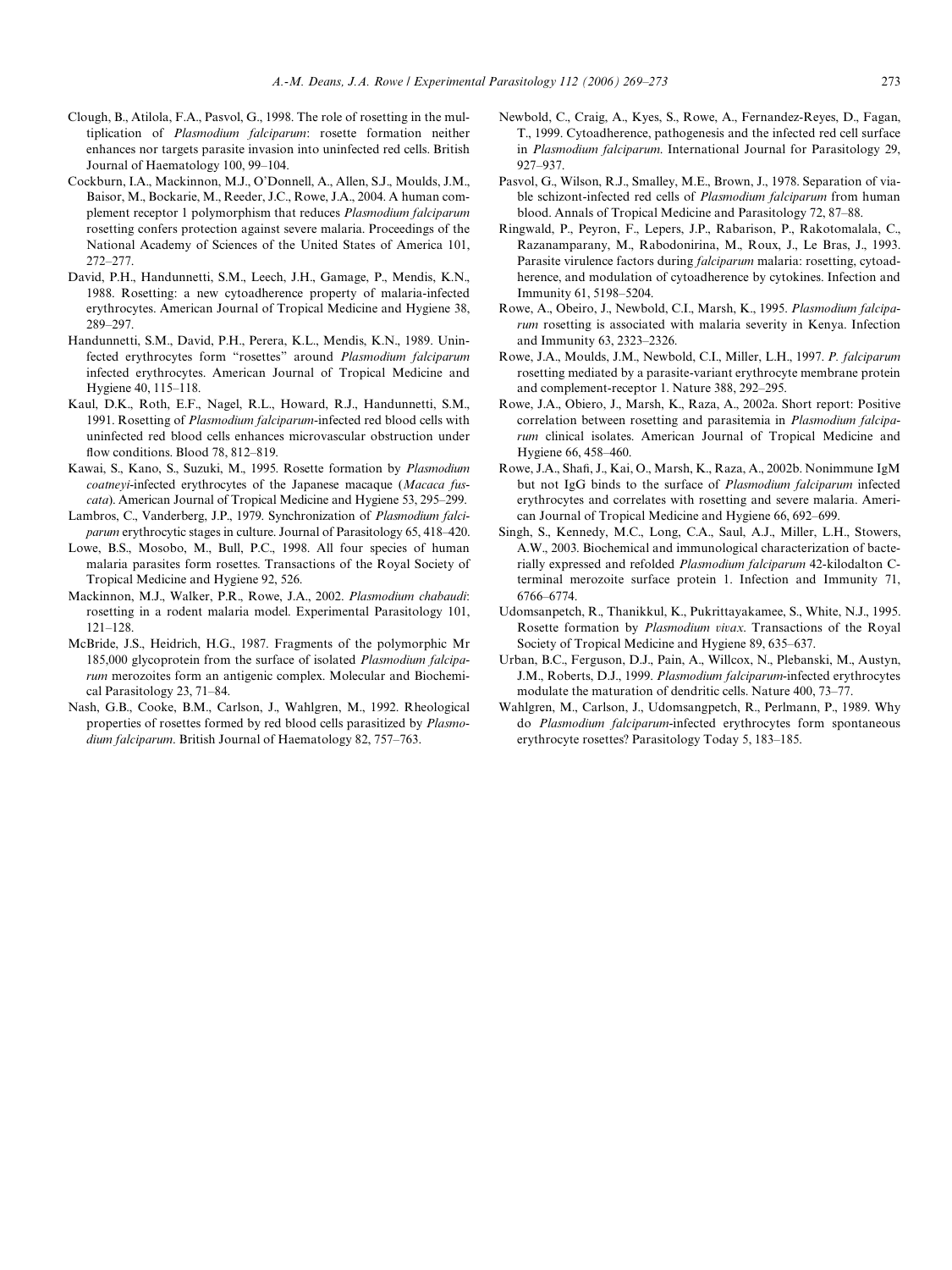Clough, B., Atilola, F.A., Pasvol, G., 1998. The role of rosetting in the multiplication of *Plasmodium falciparum*: rosette formation neither enhances nor targets parasite invasion into uninfected red cells. British Journal of Haematology 100, 99–104.

Cockburn, I.A., Mackinnon, M.J., O'Donnell, A., Allen, S.J., Moulds, J.M., Baisor, M., Bockarie, M., Reeder, J.C., Rowe, J.A., 2004. A human complement receptor 1 polymorphism that reduces *Plasmodium falciparum* rosetting confers protection against severe malaria. Proceedings of the National Academy of Sciences of the United States of America 101, 272–277.

David, P.H., Handunnetti, S.M., Leech, J.H., Gamage, P., Mendis, K.N., 1988. Rosetting: a new cytoadherence property of malaria-infected erythrocytes. American Journal of Tropical Medicine and Hygiene 38, 289–297.

Handunnetti, S.M., David, P.H., Perera, K.L., Mendis, K.N., 1989. Uninfected erythrocytes form "rosettes" around *Plasmodium falciparum* infected erythrocytes. American Journal of Tropical Medicine and Hygiene 40, 115–118.

Kaul, D.K., Roth, E.F., Nagel, R.L., Howard, R.J., Handunnetti, S.M., 1991. Rosetting of *Plasmodium falciparum*-infected red blood cells with uninfected red blood cells enhances microvascular obstruction under flow conditions. Blood 78, 812–819.

Kawai, S., Kano, S., Suzuki, M., 1995. Rosette formation by *Plasmodium coatneyi*-infected erythrocytes of the Japanese macaque (*Macaca fuscata*). American Journal of Tropical Medicine and Hygiene 53, 295–299.

Lambros, C., Vanderberg, J.P., 1979. Synchronization of *Plasmodium falciparum* erythrocytic stages in culture. Journal of Parasitology 65, 418–420.

Lowe, B.S., Mosobo, M., Bull, P.C., 1998. All four species of human malaria parasites form rosettes. Transactions of the Royal Society of Tropical Medicine and Hygiene 92, 526.

Mackinnon, M.J., Walker, P.R., Rowe, J.A., 2002. *Plasmodium chabaudi*: rosetting in a rodent malaria model. Experimental Parasitology 101, 121–128.

McBride, J.S., Heidrich, H.G., 1987. Fragments of the polymorphic Mr 185,000 glycoprotein from the surface of isolated *Plasmodium falciparum* merozoites form an antigenic complex. Molecular and Biochemical Parasitology 23, 71–84.

Nash, G.B., Cooke, B.M., Carlson, J., Wahlgren, M., 1992. Rheological properties of rosettes formed by red blood cells parasitized by *Plasmodium falciparum*. British Journal of Haematology 82, 757–763.

Newbold, C., Craig, A., Kyes, S., Rowe, A., Fernandez-Reyes, D., Fagan, T., 1999. Cytoadherence, pathogenesis and the infected red cell surface in *Plasmodium falciparum*. International Journal for Parasitology 29, 927–937.

Pasvol, G., Wilson, R.J., Smalley, M.E., Brown, J., 1978. Separation of viable schizont-infected red cells of *Plasmodium falciparum* from human blood. Annals of Tropical Medicine and Parasitology 72, 87–88.

Ringwald, P., Peyron, F., Lepers, J.P., Rabarison, P., Rakotomalala, C., Razanamparany, M., Rabodonirina, M., Roux, J., Le Bras, J., 1993. Parasite virulence factors during *falciparum* malaria: rosetting, cytoadherence, and modulation of cytoadherence by cytokines. Infection and Immunity 61, 5198–5204.

Rowe, A., Obeiro, J., Newbold, C.I., Marsh, K., 1995. *Plasmodium falciparum* rosetting is associated with malaria severity in Kenya. Infection and Immunity 63, 2323–2326.

Rowe, J.A., Moulds, J.M., Newbold, C.I., Miller, L.H., 1997. *P. falciparum* rosetting mediated by a parasite-variant erythrocyte membrane protein and complement-receptor 1. Nature 388, 292–295.

Rowe, J.A., Obiero, J., Marsh, K., Raza, A., 2002a. Short report: Positive correlation between rosetting and parasitemia in *Plasmodium falciparum* clinical isolates. American Journal of Tropical Medicine and Hygiene 66, 458–460.

Rowe, J.A., Shafi, J., Kai, O., Marsh, K., Raza, A., 2002b. Nonimmune IgM but not IgG binds to the surface of *Plasmodium falciparum* infected erythrocytes and correlates with rosetting and severe malaria. American Journal of Tropical Medicine and Hygiene 66, 692–699.

Singh, S., Kennedy, M.C., Long, C.A., Saul, A.J., Miller, L.H., Stowers, A.W., 2003. Biochemical and immunological characterization of bacterially expressed and refolded *Plasmodium falciparum* 42-kilodalton C-terminal merozoite surface protein 1. Infection and Immunity 71, 6766–6774.

Udomsanpetch, R., Thanikkul, K., Pukrittayakamee, S., White, N.J., 1995. Rosette formation by *Plasmodium vivax*. Transactions of the Royal Society of Tropical Medicine and Hygiene 89, 635–637.

Urban, B.C., Ferguson, D.J., Pain, A., Willcox, N., Plebanski, M., Austyn, J.M., Roberts, D.J., 1999. *Plasmodium falciparum*-infected erythrocytes modulate the maturation of dendritic cells. Nature 400, 73–77.

Wahlgren, M., Carlson, J., Udomsangpetch, R., Perlmann, P., 1989. Why do *Plasmodium falciparum*-infected erythrocytes form spontaneous erythrocyte rosettes? Parasitology Today 5, 183–185.